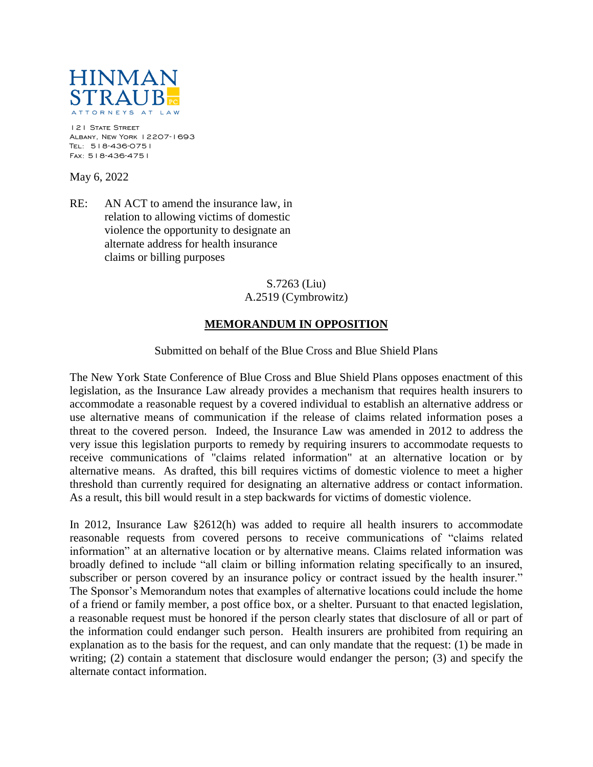**HINMAN STRAUB** PC
ATTORNEYS AT LAW

121 State Street
Albany, New York 12207-1693
Tel: 518-436-0751
Fax: 518-436-4751

May 6, 2022

RE: AN ACT to amend the insurance law, in relation to allowing victims of domestic violence the opportunity to designate an alternate address for health insurance claims or billing purposes

S.7263 (Liu)
A.2519 (Cymbrowitz)

## MEMORANDUM IN OPPOSITION

Submitted on behalf of the Blue Cross and Blue Shield Plans

The New York State Conference of Blue Cross and Blue Shield Plans opposes enactment of this legislation, as the Insurance Law already provides a mechanism that requires health insurers to accommodate a reasonable request by a covered individual to establish an alternative address or use alternative means of communication if the release of claims related information poses a threat to the covered person. Indeed, the Insurance Law was amended in 2012 to address the very issue this legislation purports to remedy by requiring insurers to accommodate requests to receive communications of "claims related information" at an alternative location or by alternative means. As drafted, this bill requires victims of domestic violence to meet a higher threshold than currently required for designating an alternative address or contact information. As a result, this bill would result in a step backwards for victims of domestic violence.

In 2012, Insurance Law §2612(h) was added to require all health insurers to accommodate reasonable requests from covered persons to receive communications of "claims related information" at an alternative location or by alternative means. Claims related information was broadly defined to include "all claim or billing information relating specifically to an insured, subscriber or person covered by an insurance policy or contract issued by the health insurer." The Sponsor's Memorandum notes that examples of alternative locations could include the home of a friend or family member, a post office box, or a shelter. Pursuant to that enacted legislation, a reasonable request must be honored if the person clearly states that disclosure of all or part of the information could endanger such person. Health insurers are prohibited from requiring an explanation as to the basis for the request, and can only mandate that the request: (1) be made in writing; (2) contain a statement that disclosure would endanger the person; (3) and specify the alternate contact information.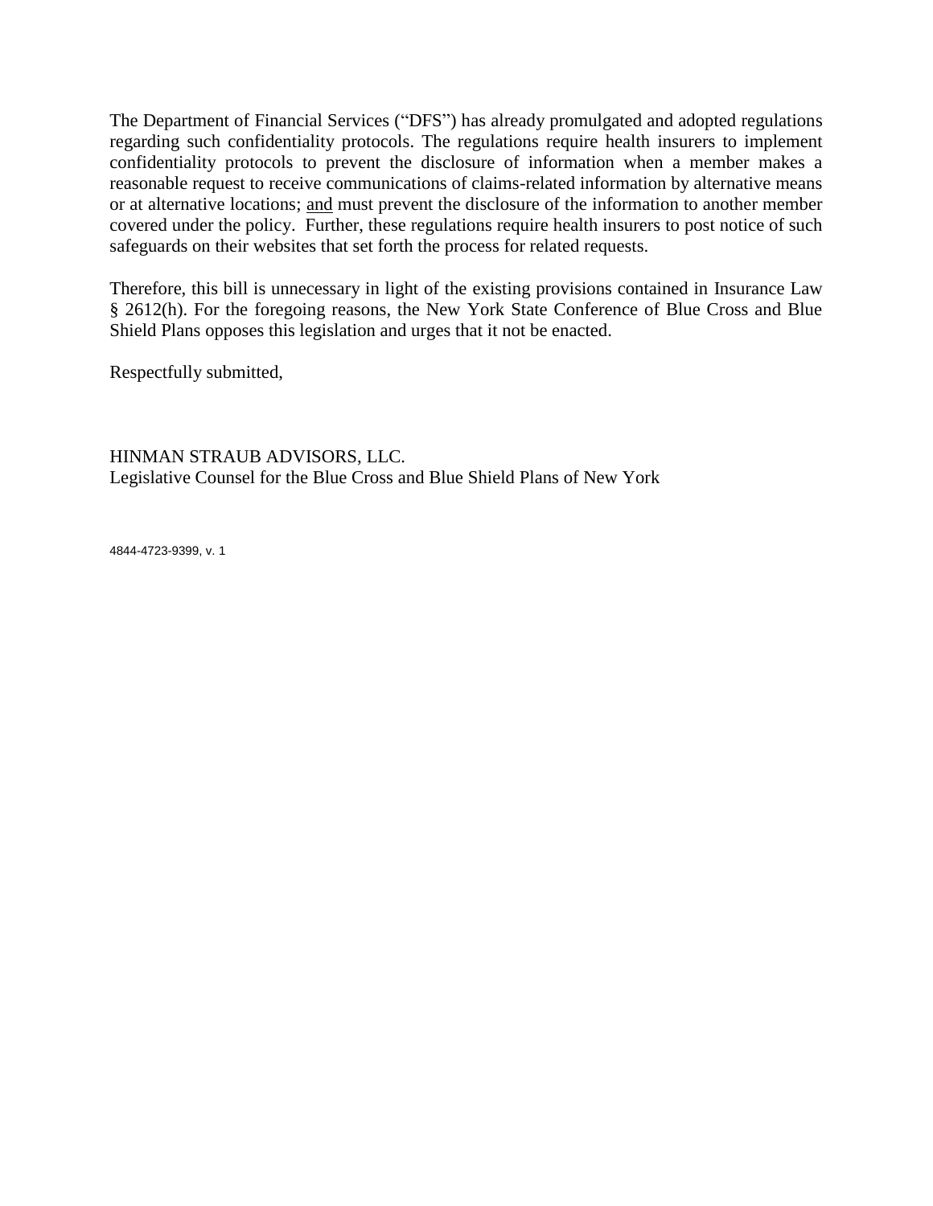The Department of Financial Services ("DFS") has already promulgated and adopted regulations regarding such confidentiality protocols. The regulations require health insurers to implement confidentiality protocols to prevent the disclosure of information when a member makes a reasonable request to receive communications of claims-related information by alternative means or at alternative locations; <u>and</u> must prevent the disclosure of the information to another member covered under the policy. Further, these regulations require health insurers to post notice of such safeguards on their websites that set forth the process for related requests.

Therefore, this bill is unnecessary in light of the existing provisions contained in Insurance Law § 2612(h). For the foregoing reasons, the New York State Conference of Blue Cross and Blue Shield Plans opposes this legislation and urges that it not be enacted.

Respectfully submitted,

HINMAN STRAUB ADVISORS, LLC.
Legislative Counsel for the Blue Cross and Blue Shield Plans of New York

4844-4723-9399, v. 1